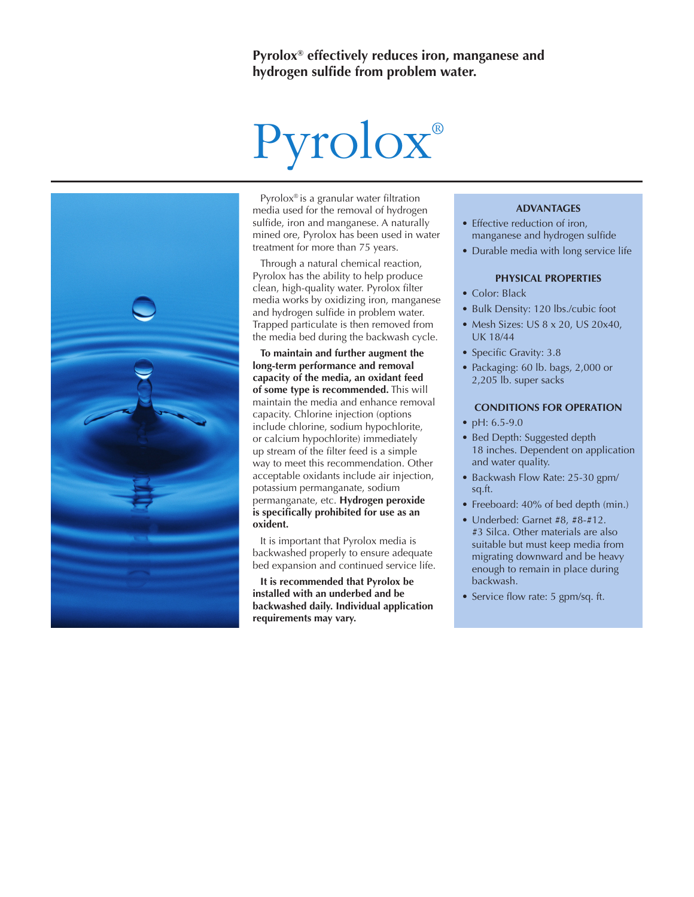**Pyrolox® effectively reduces iron, manganese and hydrogen sulfide from problem water.**

# Pyrolox®

Pyrolox® is a granular water filtration media used for the removal of hydrogen sulfide, iron and manganese. A naturally mined ore, Pyrolox has been used in water treatment for more than 75 years.

Through a natural chemical reaction, Pyrolox has the ability to help produce clean, high-quality water. Pyrolox filter media works by oxidizing iron, manganese and hydrogen sulfide in problem water. Trapped particulate is then removed from the media bed during the backwash cycle.

**To maintain and further augment the long-term performance and removal capacity of the media, an oxidant feed of some type is recommended.** This will maintain the media and enhance removal capacity. Chlorine injection (options include chlorine, sodium hypochlorite, or calcium hypochlorite) immediately up stream of the filter feed is a simple way to meet this recommendation. Other acceptable oxidants include air injection, potassium permanganate, sodium permanganate, etc. **Hydrogen peroxide is specifically prohibited for use as an oxident.**

It is important that Pyrolox media is backwashed properly to ensure adequate bed expansion and continued service life.

**It is recommended that Pyrolox be installed with an underbed and be backwashed daily. Individual application requirements may vary.**

### ADVANTAGES

- Effective reduction of iron, manganese and hydrogen sulfide
- Durable media with long service life

### PHYSICAL PROPERTIES

- Color: Black
- Bulk Density: 120 lbs./cubic foot
- Mesh Sizes: US 8 x 20, US 20x40, UK 18/44
- Specific Gravity: 3.8
- Packaging: 60 lb. bags, 2,000 or 2,205 lb. super sacks

### CONDITIONS FOR OPERATION

- pH: 6.5-9.0
- Bed Depth: Suggested depth 18 inches. Dependent on application and water quality.
- Backwash Flow Rate: 25-30 gpm/sq.ft.
- Freeboard: 40% of bed depth (min.)
- Underbed: Garnet #8, #8-#12. #3 Silca. Other materials are also suitable but must keep media from migrating downward and be heavy enough to remain in place during backwash.
- Service flow rate: 5 gpm/sq. ft.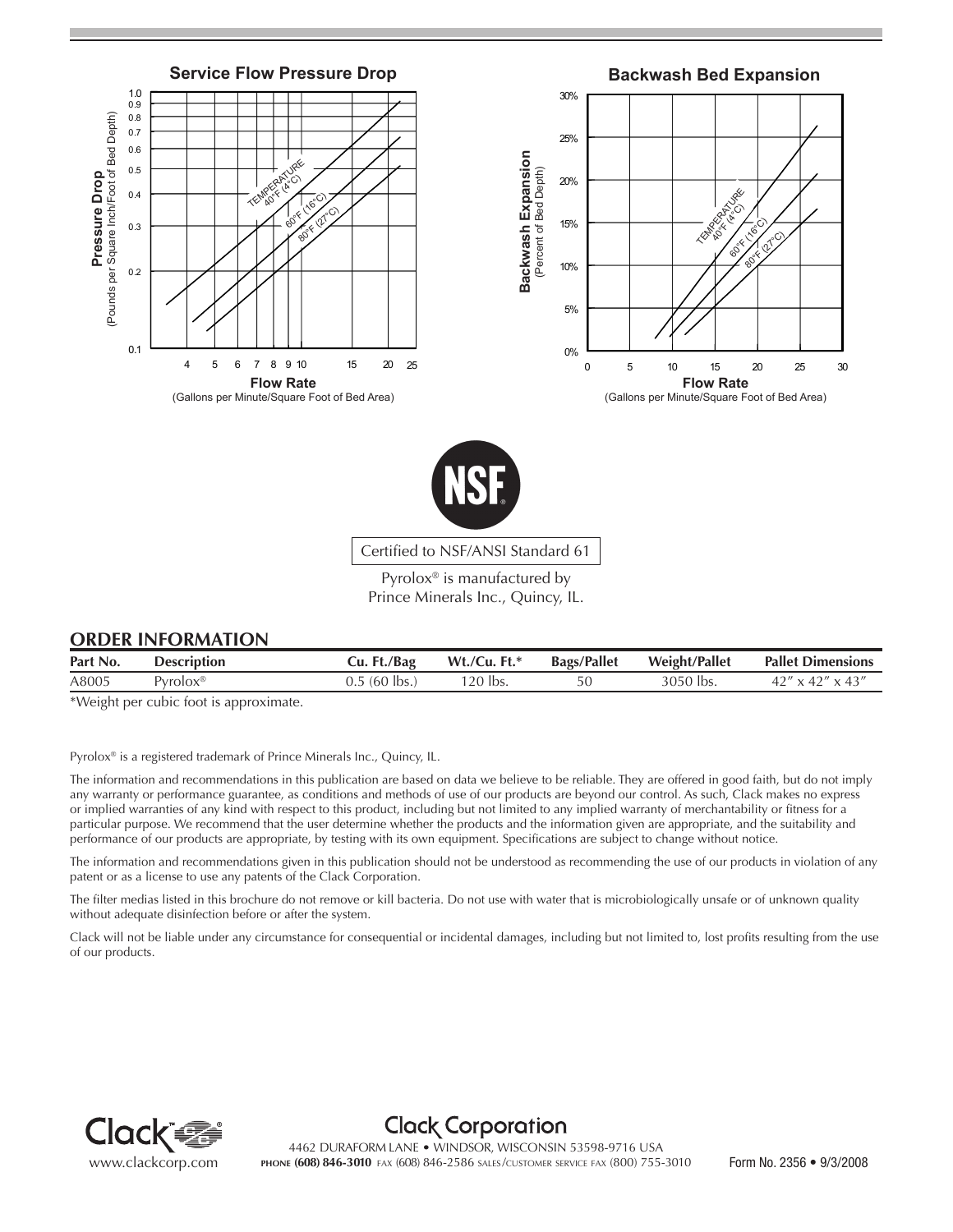Service Flow Pressure Drop

Pressure Drop
(Pounds per Square Inch/Foot of Bed Depth)

1.0
0.9
0.8
0.7
0.6
0.5
0.4
0.3
0.2
0.1

TEMPERATURE
40°F (4°C)
60°F (16°C)
80°F (27°C)

4 5 6 7 8 9 10 15 20 25

Flow Rate
(Gallons per Minute/Square Foot of Bed Area)

Backwash Bed Expansion

Backwash Expansion
(Percent of Bed Depth)

30%
25%
20%
15%
10%
5%
0%

TEMPERATURE
40°F (4°C)
60°F (16°C)
80°F (27°C)

0 5 10 15 20 25 30

Flow Rate
(Gallons per Minute/Square Foot of Bed Area)

NSF

Certified to NSF/ANSI Standard 61

Pyrolox® is manufactured by
Prince Minerals Inc., Quincy, IL.

## ORDER INFORMATION

| Part No. | Description | Cu. Ft./Bag | Wt./Cu. Ft.* | Bags/Pallet | Weight/Pallet | Pallet Dimensions |
|---|---|---|---|---|---|---|
| A8005 | Pyrolox® | 0.5 (60 lbs.) | 120 lbs. | 50 | 3050 lbs. | 42″ x 42″ x 43″ |

*Weight per cubic foot is approximate.

Pyrolox® is a registered trademark of Prince Minerals Inc., Quincy, IL.

The information and recommendations in this publication are based on data we believe to be reliable. They are offered in good faith, but do not imply any warranty or performance guarantee, as conditions and methods of use of our products are beyond our control. As such, Clack makes no express or implied warranties of any kind with respect to this product, including but not limited to any implied warranty of merchantability or fitness for a particular purpose. We recommend that the user determine whether the products and the information given are appropriate, and the suitability and performance of our products are appropriate, by testing with its own equipment. Specifications are subject to change without notice.

The information and recommendations given in this publication should not be understood as recommending the use of our products in violation of any patent or as a license to use any patents of the Clack Corporation.

The filter medias listed in this brochure do not remove or kill bacteria. Do not use with water that is microbiologically unsafe or of unknown quality without adequate disinfection before or after the system.

Clack will not be liable under any circumstance for consequential or incidental damages, including but not limited to, lost profits resulting from the use of our products.

Clack Corporation
4462 DURAFORM LANE • WINDSOR, WISCONSIN 53598-9716 USA
www.clackcorp.com PHONE (608) 846-3010 FAX (608) 846-2586 SALES/CUSTOMER SERVICE FAX (800) 755-3010

Form No. 2356 • 9/3/2008